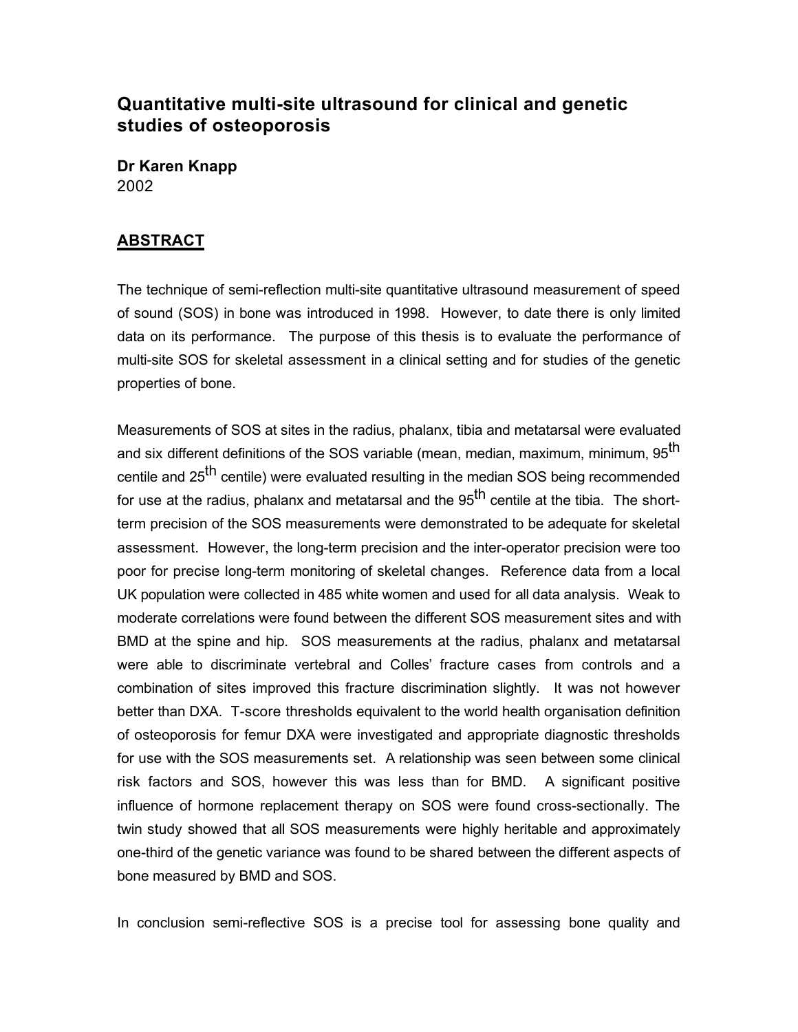# Quantitative multi-site ultrasound for clinical and genetic studies of osteoporosis

**Dr Karen Knapp**
2002

## ABSTRACT

The technique of semi-reflection multi-site quantitative ultrasound measurement of speed of sound (SOS) in bone was introduced in 1998. However, to date there is only limited data on its performance. The purpose of this thesis is to evaluate the performance of multi-site SOS for skeletal assessment in a clinical setting and for studies of the genetic properties of bone.

Measurements of SOS at sites in the radius, phalanx, tibia and metatarsal were evaluated and six different definitions of the SOS variable (mean, median, maximum, minimum, 95$^{th}$ centile and 25$^{th}$ centile) were evaluated resulting in the median SOS being recommended for use at the radius, phalanx and metatarsal and the 95$^{th}$ centile at the tibia. The short-term precision of the SOS measurements were demonstrated to be adequate for skeletal assessment. However, the long-term precision and the inter-operator precision were too poor for precise long-term monitoring of skeletal changes. Reference data from a local UK population were collected in 485 white women and used for all data analysis. Weak to moderate correlations were found between the different SOS measurement sites and with BMD at the spine and hip. SOS measurements at the radius, phalanx and metatarsal were able to discriminate vertebral and Colles' fracture cases from controls and a combination of sites improved this fracture discrimination slightly. It was not however better than DXA. T-score thresholds equivalent to the world health organisation definition of osteoporosis for femur DXA were investigated and appropriate diagnostic thresholds for use with the SOS measurements set. A relationship was seen between some clinical risk factors and SOS, however this was less than for BMD. A significant positive influence of hormone replacement therapy on SOS were found cross-sectionally. The twin study showed that all SOS measurements were highly heritable and approximately one-third of the genetic variance was found to be shared between the different aspects of bone measured by BMD and SOS.

In conclusion semi-reflective SOS is a precise tool for assessing bone quality and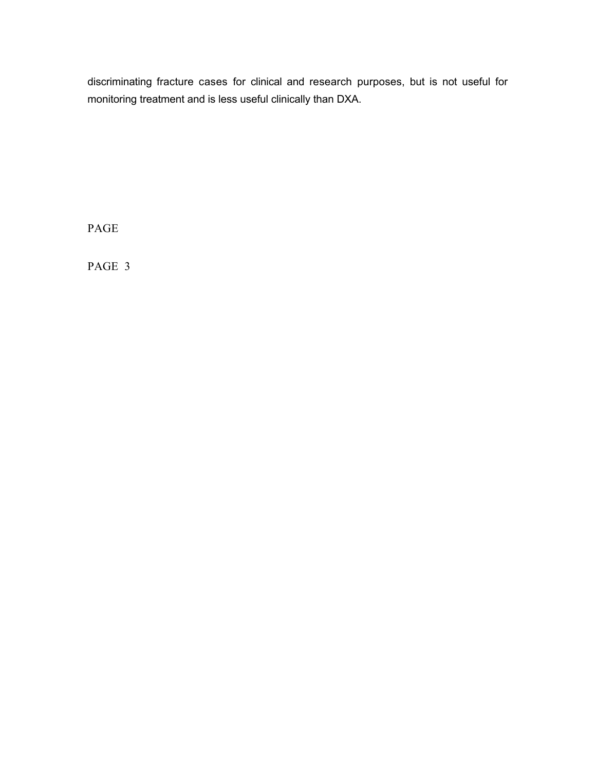discriminating fracture cases for clinical and research purposes, but is not useful for monitoring treatment and is less useful clinically than DXA.